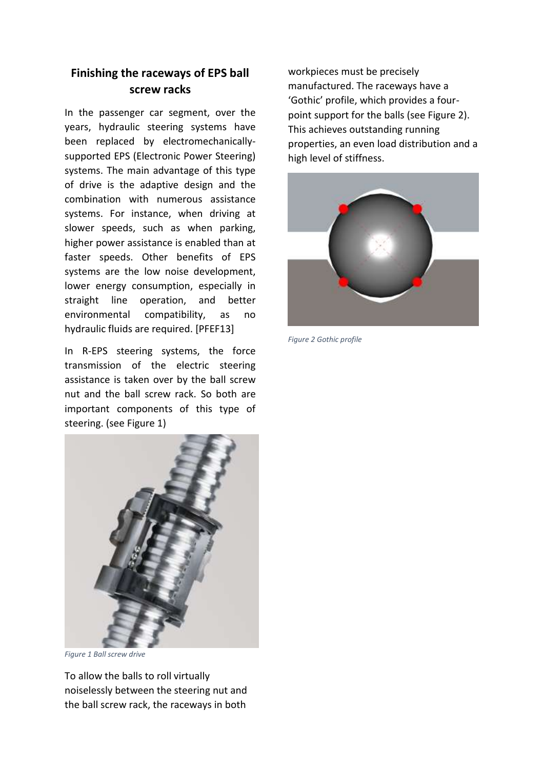## Finishing the raceways of EPS ball screw racks

In the passenger car segment, over the years, hydraulic steering systems have been replaced by electromechanically-supported EPS (Electronic Power Steering) systems. The main advantage of this type of drive is the adaptive design and the combination with numerous assistance systems. For instance, when driving at slower speeds, such as when parking, higher power assistance is enabled than at faster speeds. Other benefits of EPS systems are the low noise development, lower energy consumption, especially in straight line operation, and better environmental compatibility, as no hydraulic fluids are required. [PFEF13]

In R-EPS steering systems, the force transmission of the electric steering assistance is taken over by the ball screw nut and the ball screw rack. So both are important components of this type of steering. (see Figure 1)

*Figure 1 Ball screw drive*

To allow the balls to roll virtually noiselessly between the steering nut and the ball screw rack, the raceways in both workpieces must be precisely manufactured. The raceways have a 'Gothic' profile, which provides a four-point support for the balls (see Figure 2). This achieves outstanding running properties, an even load distribution and a high level of stiffness.

*Figure 2 Gothic profile*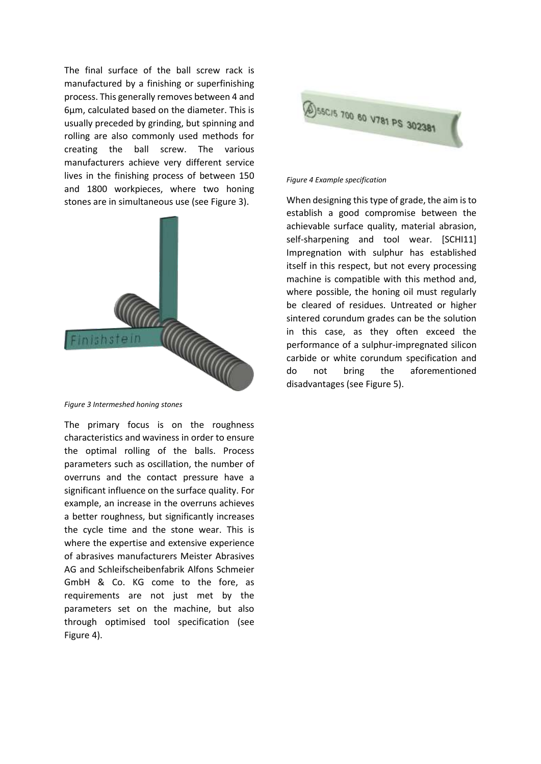The final surface of the ball screw rack is manufactured by a finishing or superfinishing process. This generally removes between 4 and 6µm, calculated based on the diameter. This is usually preceded by grinding, but spinning and rolling are also commonly used methods for creating the ball screw. The various manufacturers achieve very different service lives in the finishing process of between 150 and 1800 workpieces, where two honing stones are in simultaneous use (see Figure 3).

*Figure 3 Intermeshed honing stones*

The primary focus is on the roughness characteristics and waviness in order to ensure the optimal rolling of the balls. Process parameters such as oscillation, the number of overruns and the contact pressure have a significant influence on the surface quality. For example, an increase in the overruns achieves a better roughness, but significantly increases the cycle time and the stone wear. This is where the expertise and extensive experience of abrasives manufacturers Meister Abrasives AG and Schleifscheibenfabrik Alfons Schmeier GmbH & Co. KG come to the fore, as requirements are not just met by the parameters set on the machine, but also through optimised tool specification (see Figure 4).

*Figure 4 Example specification*

When designing this type of grade, the aim is to establish a good compromise between the achievable surface quality, material abrasion, self-sharpening and tool wear. [SCHI11] Impregnation with sulphur has established itself in this respect, but not every processing machine is compatible with this method and, where possible, the honing oil must regularly be cleared of residues. Untreated or higher sintered corundum grades can be the solution in this case, as they often exceed the performance of a sulphur-impregnated silicon carbide or white corundum specification and do not bring the aforementioned disadvantages (see Figure 5).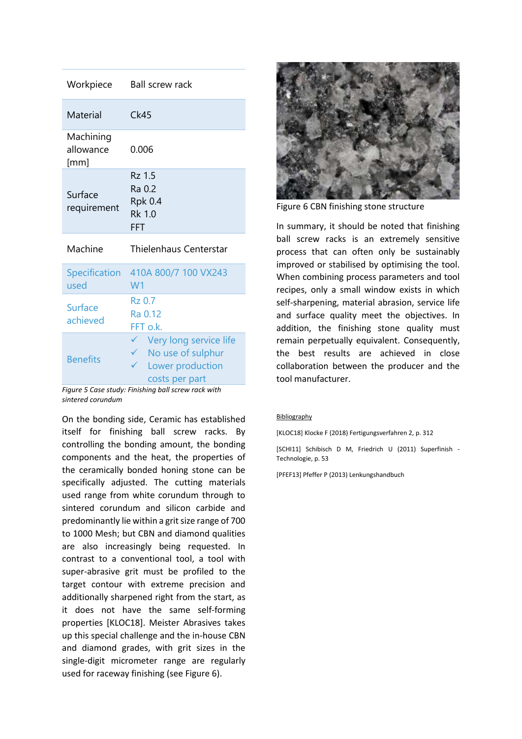| | |
|---|---|
| Workpiece | Ball screw rack |
| Material | Ck45 |
| Machining allowance [mm] | 0.006 |
| Surface requirement | Rz 1.5<br>Ra 0.2<br>Rpk 0.4<br>Rk 1.0<br>FFT |
| Machine | Thielenhaus Centerstar |
| Specification used | 410A 800/7 100 VX243 W1 |
| Surface achieved | Rz 0.7<br>Ra 0.12<br>FFT o.k. |
| Benefits | ✓ Very long service life<br>✓ No use of sulphur<br>✓ Lower production costs per part |

*Figure 5 Case study: Finishing ball screw rack with sintered corundum*

On the bonding side, Ceramic has established itself for finishing ball screw racks. By controlling the bonding amount, the bonding components and the heat, the properties of the ceramically bonded honing stone can be specifically adjusted. The cutting materials used range from white corundum through to sintered corundum and silicon carbide and predominantly lie within a grit size range of 700 to 1000 Mesh; but CBN and diamond qualities are also increasingly being requested. In contrast to a conventional tool, a tool with super-abrasive grit must be profiled to the target contour with extreme precision and additionally sharpened right from the start, as it does not have the same self-forming properties [KLOC18]. Meister Abrasives takes up this special challenge and the in-house CBN and diamond grades, with grit sizes in the single-digit micrometer range are regularly used for raceway finishing (see Figure 6).

Figure 6 CBN finishing stone structure

In summary, it should be noted that finishing ball screw racks is an extremely sensitive process that can often only be sustainably improved or stabilised by optimising the tool. When combining process parameters and tool recipes, only a small window exists in which self-sharpening, material abrasion, service life and surface quality meet the objectives. In addition, the finishing stone quality must remain perpetually equivalent. Consequently, the best results are achieved in close collaboration between the producer and the tool manufacturer.

Bibliography

[KLOC18] Klocke F (2018) Fertigungsverfahren 2, p. 312

[SCHI11] Schibisch D M, Friedrich U (2011) Superfinish - Technologie, p. 53

[PFEF13] Pfeffer P (2013) Lenkungshandbuch